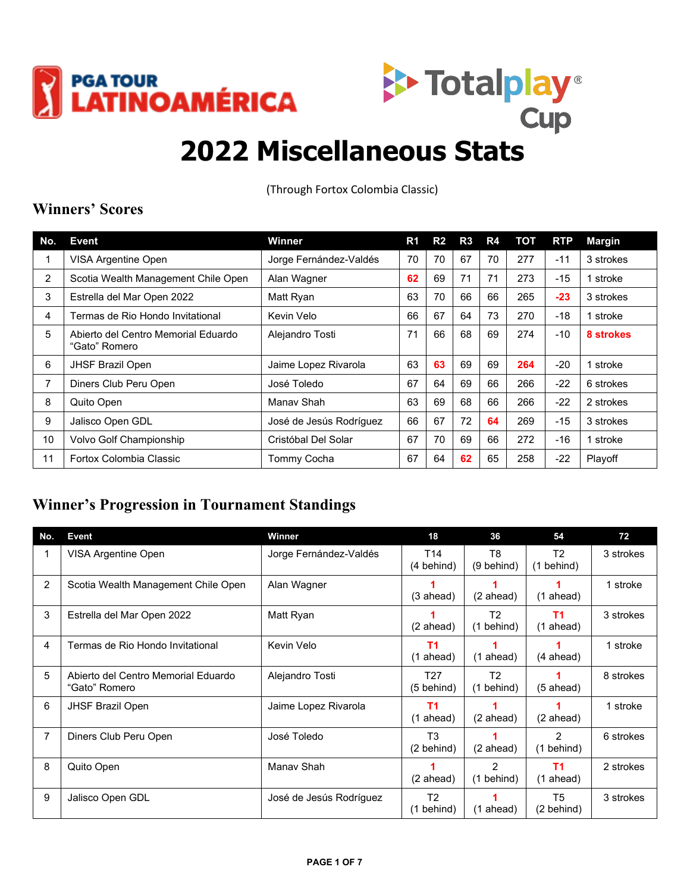PGA TOUR LATINOAMÉRICA

Totalplay® Cup

# 2022 Miscellaneous Stats

(Through Fortox Colombia Classic)

## Winners' Scores

| No. | Event | Winner | R1 | R2 | R3 | R4 | TOT | RTP | Margin |
|---|---|---|---|---|---|---|---|---|---|
| 1 | VISA Argentine Open | Jorge Fernández-Valdés | 70 | 70 | 67 | 70 | 277 | -11 | 3 strokes |
| 2 | Scotia Wealth Management Chile Open | Alan Wagner | 62 | 69 | 71 | 71 | 273 | -15 | 1 stroke |
| 3 | Estrella del Mar Open 2022 | Matt Ryan | 63 | 70 | 66 | 66 | 265 | -23 | 3 strokes |
| 4 | Termas de Rio Hondo Invitational | Kevin Velo | 66 | 67 | 64 | 73 | 270 | -18 | 1 stroke |
| 5 | Abierto del Centro Memorial Eduardo "Gato" Romero | Alejandro Tosti | 71 | 66 | 68 | 69 | 274 | -10 | 8 strokes |
| 6 | JHSF Brazil Open | Jaime Lopez Rivarola | 63 | 63 | 69 | 69 | 264 | -20 | 1 stroke |
| 7 | Diners Club Peru Open | José Toledo | 67 | 64 | 69 | 66 | 266 | -22 | 6 strokes |
| 8 | Quito Open | Manav Shah | 63 | 69 | 68 | 66 | 266 | -22 | 2 strokes |
| 9 | Jalisco Open GDL | José de Jesús Rodríguez | 66 | 67 | 72 | 64 | 269 | -15 | 3 strokes |
| 10 | Volvo Golf Championship | Cristóbal Del Solar | 67 | 70 | 69 | 66 | 272 | -16 | 1 stroke |
| 11 | Fortox Colombia Classic | Tommy Cocha | 67 | 64 | 62 | 65 | 258 | -22 | Playoff |

## Winner's Progression in Tournament Standings

| No. | Event | Winner | 18 | 36 | 54 | 72 |
|---|---|---|---|---|---|---|
| 1 | VISA Argentine Open | Jorge Fernández-Valdés | T14 (4 behind) | T8 (9 behind) | T2 (1 behind) | 3 strokes |
| 2 | Scotia Wealth Management Chile Open | Alan Wagner | 1 (3 ahead) | 1 (2 ahead) | 1 (1 ahead) | 1 stroke |
| 3 | Estrella del Mar Open 2022 | Matt Ryan | 1 (2 ahead) | T2 (1 behind) | T1 (1 ahead) | 3 strokes |
| 4 | Termas de Rio Hondo Invitational | Kevin Velo | T1 (1 ahead) | 1 (1 ahead) | 1 (4 ahead) | 1 stroke |
| 5 | Abierto del Centro Memorial Eduardo "Gato" Romero | Alejandro Tosti | T27 (5 behind) | T2 (1 behind) | 1 (5 ahead) | 8 strokes |
| 6 | JHSF Brazil Open | Jaime Lopez Rivarola | T1 (1 ahead) | 1 (2 ahead) | 1 (2 ahead) | 1 stroke |
| 7 | Diners Club Peru Open | José Toledo | T3 (2 behind) | 1 (2 ahead) | 2 (1 behind) | 6 strokes |
| 8 | Quito Open | Manav Shah | 1 (2 ahead) | 2 (1 behind) | T1 (1 ahead) | 2 strokes |
| 9 | Jalisco Open GDL | José de Jesús Rodríguez | T2 (1 behind) | 1 (1 ahead) | T5 (2 behind) | 3 strokes |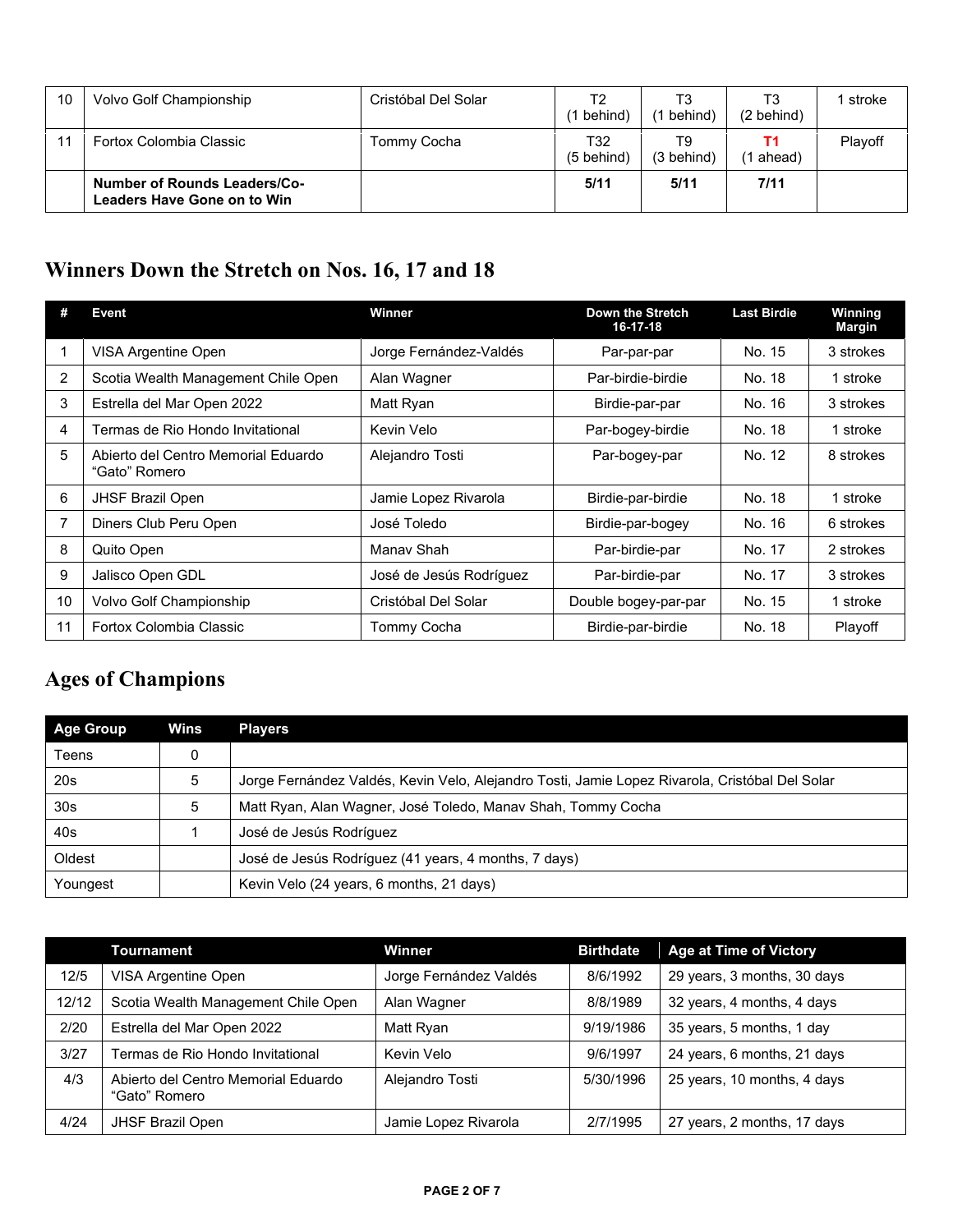| 10 | Volvo Golf Championship | Cristóbal Del Solar | T2 (1 behind) | T3 (1 behind) | T3 (2 behind) | 1 stroke |
|---|---|---|---|---|---|---|
| 11 | Fortox Colombia Classic | Tommy Cocha | T32 (5 behind) | T9 (3 behind) | **T1** (1 ahead) | Playoff |
| | **Number of Rounds Leaders/Co-Leaders Have Gone on to Win** | | **5/11** | **5/11** | **7/11** | |

## Winners Down the Stretch on Nos. 16, 17 and 18

| # | Event | Winner | Down the Stretch 16-17-18 | Last Birdie | Winning Margin |
|---|---|---|---|---|---|
| 1 | VISA Argentine Open | Jorge Fernández-Valdés | Par-par-par | No. 15 | 3 strokes |
| 2 | Scotia Wealth Management Chile Open | Alan Wagner | Par-birdie-birdie | No. 18 | 1 stroke |
| 3 | Estrella del Mar Open 2022 | Matt Ryan | Birdie-par-par | No. 16 | 3 strokes |
| 4 | Termas de Rio Hondo Invitational | Kevin Velo | Par-bogey-birdie | No. 18 | 1 stroke |
| 5 | Abierto del Centro Memorial Eduardo "Gato" Romero | Alejandro Tosti | Par-bogey-par | No. 12 | 8 strokes |
| 6 | JHSF Brazil Open | Jamie Lopez Rivarola | Birdie-par-birdie | No. 18 | 1 stroke |
| 7 | Diners Club Peru Open | José Toledo | Birdie-par-bogey | No. 16 | 6 strokes |
| 8 | Quito Open | Manav Shah | Par-birdie-par | No. 17 | 2 strokes |
| 9 | Jalisco Open GDL | José de Jesús Rodríguez | Par-birdie-par | No. 17 | 3 strokes |
| 10 | Volvo Golf Championship | Cristóbal Del Solar | Double bogey-par-par | No. 15 | 1 stroke |
| 11 | Fortox Colombia Classic | Tommy Cocha | Birdie-par-birdie | No. 18 | Playoff |

## Ages of Champions

| Age Group | Wins | Players |
|---|---|---|
| Teens | 0 | |
| 20s | 5 | Jorge Fernández Valdés, Kevin Velo, Alejandro Tosti, Jamie Lopez Rivarola, Cristóbal Del Solar |
| 30s | 5 | Matt Ryan, Alan Wagner, José Toledo, Manav Shah, Tommy Cocha |
| 40s | 1 | José de Jesús Rodríguez |
| Oldest | | José de Jesús Rodríguez (41 years, 4 months, 7 days) |
| Youngest | | Kevin Velo (24 years, 6 months, 21 days) |

| | Tournament | Winner | Birthdate | Age at Time of Victory |
|---|---|---|---|---|
| 12/5 | VISA Argentine Open | Jorge Fernández Valdés | 8/6/1992 | 29 years, 3 months, 30 days |
| 12/12 | Scotia Wealth Management Chile Open | Alan Wagner | 8/8/1989 | 32 years, 4 months, 4 days |
| 2/20 | Estrella del Mar Open 2022 | Matt Ryan | 9/19/1986 | 35 years, 5 months, 1 day |
| 3/27 | Termas de Rio Hondo Invitational | Kevin Velo | 9/6/1997 | 24 years, 6 months, 21 days |
| 4/3 | Abierto del Centro Memorial Eduardo "Gato" Romero | Alejandro Tosti | 5/30/1996 | 25 years, 10 months, 4 days |
| 4/24 | JHSF Brazil Open | Jamie Lopez Rivarola | 2/7/1995 | 27 years, 2 months, 17 days |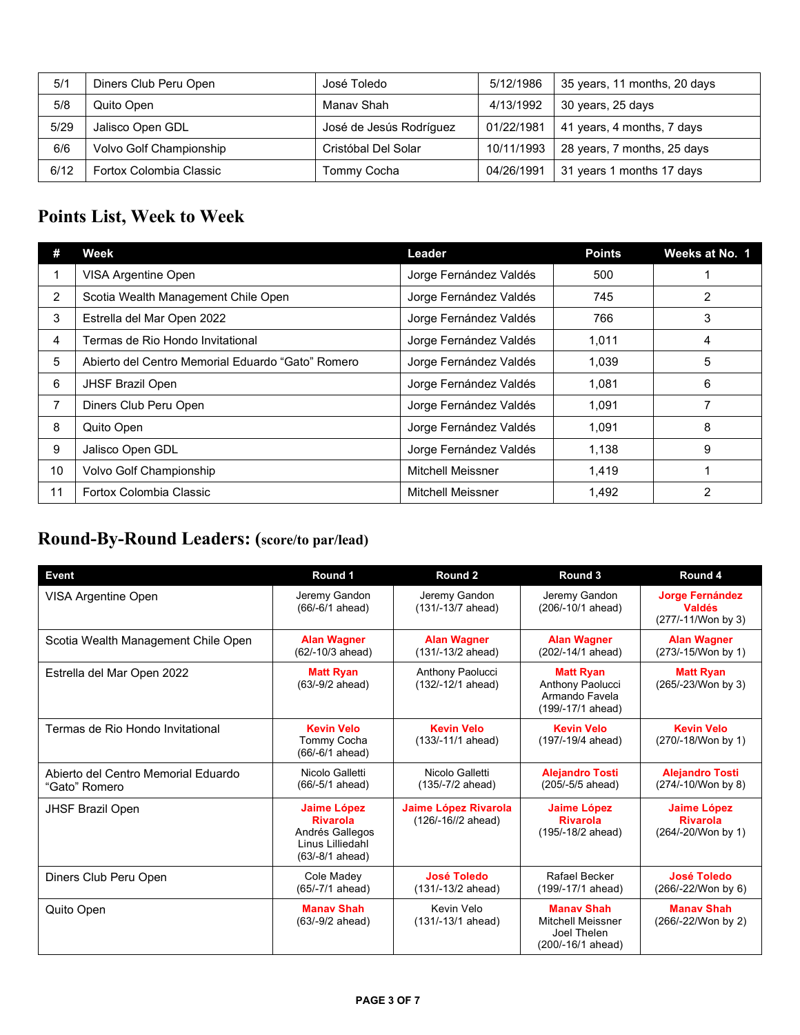| 5/1 | Diners Club Peru Open | José Toledo | 5/12/1986 | 35 years, 11 months, 20 days |
|---|---|---|---|---|
| 5/8 | Quito Open | Manav Shah | 4/13/1992 | 30 years, 25 days |
| 5/29 | Jalisco Open GDL | José de Jesús Rodríguez | 01/22/1981 | 41 years, 4 months, 7 days |
| 6/6 | Volvo Golf Championship | Cristóbal Del Solar | 10/11/1993 | 28 years, 7 months, 25 days |
| 6/12 | Fortox Colombia Classic | Tommy Cocha | 04/26/1991 | 31 years 1 months 17 days |

## Points List, Week to Week

| # | Week | Leader | Points | Weeks at No. 1 |
|---|---|---|---|---|
| 1 | VISA Argentine Open | Jorge Fernández Valdés | 500 | 1 |
| 2 | Scotia Wealth Management Chile Open | Jorge Fernández Valdés | 745 | 2 |
| 3 | Estrella del Mar Open 2022 | Jorge Fernández Valdés | 766 | 3 |
| 4 | Termas de Rio Hondo Invitational | Jorge Fernández Valdés | 1,011 | 4 |
| 5 | Abierto del Centro Memorial Eduardo "Gato" Romero | Jorge Fernández Valdés | 1,039 | 5 |
| 6 | JHSF Brazil Open | Jorge Fernández Valdés | 1,081 | 6 |
| 7 | Diners Club Peru Open | Jorge Fernández Valdés | 1,091 | 7 |
| 8 | Quito Open | Jorge Fernández Valdés | 1,091 | 8 |
| 9 | Jalisco Open GDL | Jorge Fernández Valdés | 1,138 | 9 |
| 10 | Volvo Golf Championship | Mitchell Meissner | 1,419 | 1 |
| 11 | Fortox Colombia Classic | Mitchell Meissner | 1,492 | 2 |

## Round-By-Round Leaders: (score/to par/lead)

| Event | Round 1 | Round 2 | Round 3 | Round 4 |
|---|---|---|---|---|
| VISA Argentine Open | Jeremy Gandon (66/-6/1 ahead) | Jeremy Gandon (131/-13/7 ahead) | Jeremy Gandon (206/-10/1 ahead) | **Jorge Fernández Valdés** (277/-11/Won by 3) |
| Scotia Wealth Management Chile Open | **Alan Wagner** (62/-10/3 ahead) | **Alan Wagner** (131/-13/2 ahead) | **Alan Wagner** (202/-14/1 ahead) | **Alan Wagner** (273/-15/Won by 1) |
| Estrella del Mar Open 2022 | **Matt Ryan** (63/-9/2 ahead) | Anthony Paolucci (132/-12/1 ahead) | **Matt Ryan** Anthony Paolucci Armando Favela (199/-17/1 ahead) | **Matt Ryan** (265/-23/Won by 3) |
| Termas de Rio Hondo Invitational | **Kevin Velo** Tommy Cocha (66/-6/1 ahead) | **Kevin Velo** (133/-11/1 ahead) | **Kevin Velo** (197/-19/4 ahead) | **Kevin Velo** (270/-18/Won by 1) |
| Abierto del Centro Memorial Eduardo "Gato" Romero | Nicolo Galletti (66/-5/1 ahead) | Nicolo Galletti (135/-7/2 ahead) | **Alejandro Tosti** (205/-5/5 ahead) | **Alejandro Tosti** (274/-10/Won by 8) |
| JHSF Brazil Open | **Jaime López Rivarola** Andrés Gallegos Linus Lilliedahl (63/-8/1 ahead) | **Jaime López Rivarola** (126/-16//2 ahead) | **Jaime López Rivarola** (195/-18/2 ahead) | **Jaime López Rivarola** (264/-20/Won by 1) |
| Diners Club Peru Open | Cole Madey (65/-7/1 ahead) | **José Toledo** (131/-13/2 ahead) | Rafael Becker (199/-17/1 ahead) | **José Toledo** (266/-22/Won by 6) |
| Quito Open | **Manav Shah** (63/-9/2 ahead) | Kevin Velo (131/-13/1 ahead) | **Manav Shah** Mitchell Meissner Joel Thelen (200/-16/1 ahead) | **Manav Shah** (266/-22/Won by 2) |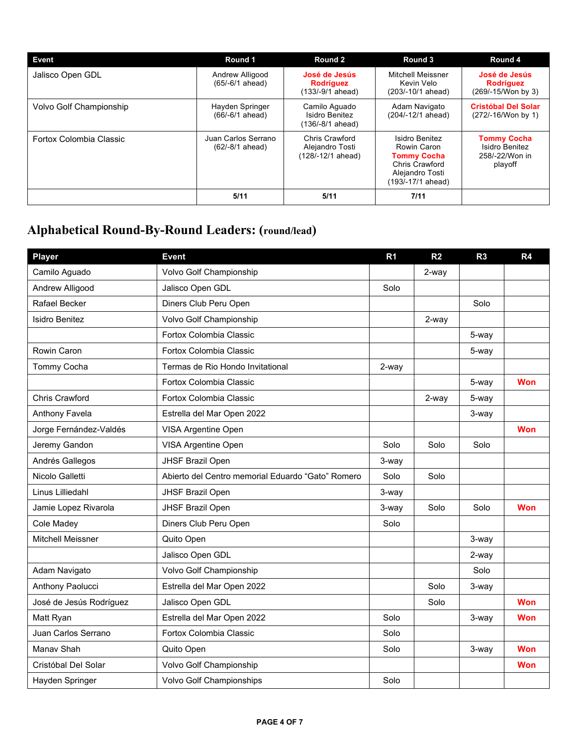| Event | Round 1 | Round 2 | Round 3 | Round 4 |
|---|---|---|---|---|
| Jalisco Open GDL | Andrew Alligood (65/-6/1 ahead) | **José de Jesús Rodríguez** (133/-9/1 ahead) | Mitchell Meissner Kevin Velo (203/-10/1 ahead) | **José de Jesús Rodríguez** (269/-15/Won by 3) |
| Volvo Golf Championship | Hayden Springer (66/-6/1 ahead) | Camilo Aguado Isidro Benitez (136/-8/1 ahead) | Adam Navigato (204/-12/1 ahead) | **Cristóbal Del Solar** (272/-16/Won by 1) |
| Fortox Colombia Classic | Juan Carlos Serrano (62/-8/1 ahead) | Chris Crawford Alejandro Tosti (128/-12/1 ahead) | Isidro Benitez Rowin Caron **Tommy Cocha** Chris Crawford Alejandro Tosti (193/-17/1 ahead) | **Tommy Cocha** Isidro Benitez 258/-22/Won in playoff |
| | **5/11** | **5/11** | **7/11** | |

## Alphabetical Round-By-Round Leaders: (round/lead)

| Player | Event | R1 | R2 | R3 | R4 |
|---|---|---|---|---|---|
| Camilo Aguado | Volvo Golf Championship | | 2-way | | |
| Andrew Alligood | Jalisco Open GDL | Solo | | | |
| Rafael Becker | Diners Club Peru Open | | | Solo | |
| Isidro Benitez | Volvo Golf Championship | | 2-way | | |
| | Fortox Colombia Classic | | | 5-way | |
| Rowin Caron | Fortox Colombia Classic | | | 5-way | |
| Tommy Cocha | Termas de Rio Hondo Invitational | 2-way | | | |
| | Fortox Colombia Classic | | | 5-way | **Won** |
| Chris Crawford | Fortox Colombia Classic | | 2-way | 5-way | |
| Anthony Favela | Estrella del Mar Open 2022 | | | 3-way | |
| Jorge Fernández-Valdés | VISA Argentine Open | | | | **Won** |
| Jeremy Gandon | VISA Argentine Open | Solo | Solo | Solo | |
| Andrés Gallegos | JHSF Brazil Open | 3-way | | | |
| Nicolo Galletti | Abierto del Centro memorial Eduardo “Gato” Romero | Solo | Solo | | |
| Linus Lilliedahl | JHSF Brazil Open | 3-way | | | |
| Jamie Lopez Rivarola | JHSF Brazil Open | 3-way | Solo | Solo | **Won** |
| Cole Madey | Diners Club Peru Open | Solo | | | |
| Mitchell Meissner | Quito Open | | | 3-way | |
| | Jalisco Open GDL | | | 2-way | |
| Adam Navigato | Volvo Golf Championship | | | Solo | |
| Anthony Paolucci | Estrella del Mar Open 2022 | | Solo | 3-way | |
| José de Jesús Rodríguez | Jalisco Open GDL | | Solo | | **Won** |
| Matt Ryan | Estrella del Mar Open 2022 | Solo | | 3-way | **Won** |
| Juan Carlos Serrano | Fortox Colombia Classic | Solo | | | |
| Manav Shah | Quito Open | Solo | | 3-way | **Won** |
| Cristóbal Del Solar | Volvo Golf Championship | | | | **Won** |
| Hayden Springer | Volvo Golf Championships | Solo | | | |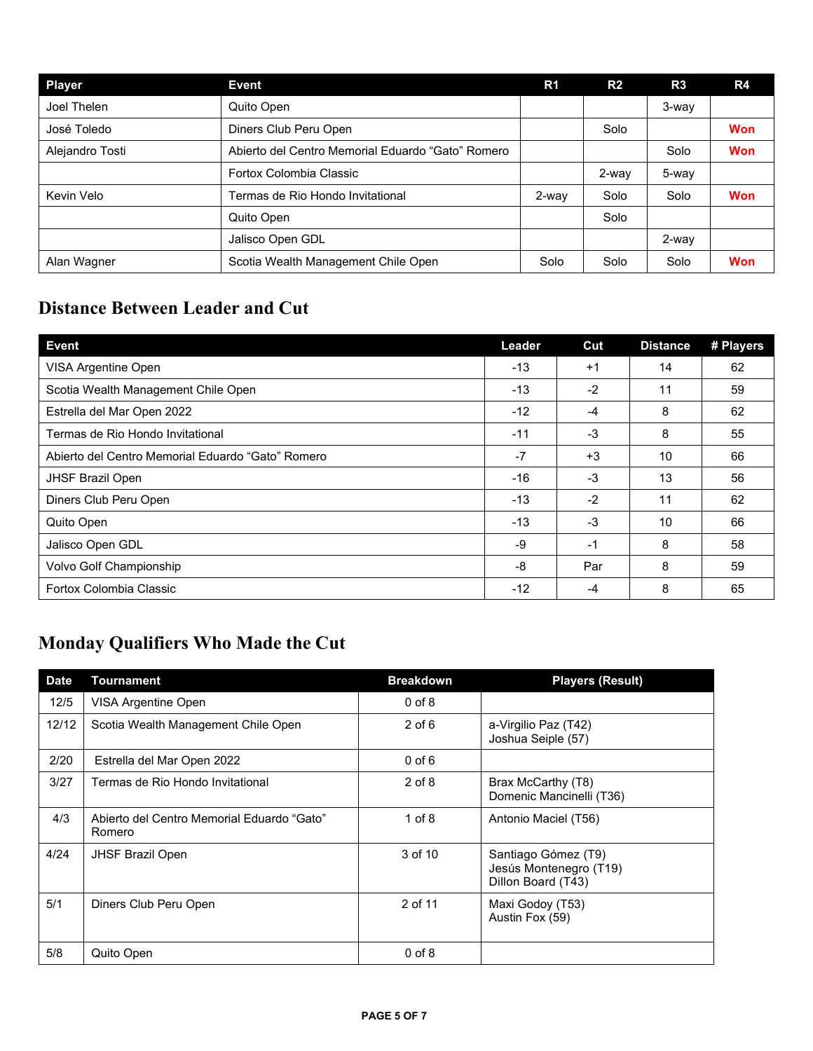| Player | Event | R1 | R2 | R3 | R4 |
|---|---|---|---|---|---|
| Joel Thelen | Quito Open | | | 3-way | |
| José Toledo | Diners Club Peru Open | | Solo | | Won |
| Alejandro Tosti | Abierto del Centro Memorial Eduardo “Gato” Romero | | | Solo | Won |
| | Fortox Colombia Classic | | 2-way | 5-way | |
| Kevin Velo | Termas de Rio Hondo Invitational | 2-way | Solo | Solo | Won |
| | Quito Open | | Solo | | |
| | Jalisco Open GDL | | | 2-way | |
| Alan Wagner | Scotia Wealth Management Chile Open | Solo | Solo | Solo | Won |

## Distance Between Leader and Cut

| Event | Leader | Cut | Distance | # Players |
|---|---|---|---|---|
| VISA Argentine Open | -13 | +1 | 14 | 62 |
| Scotia Wealth Management Chile Open | -13 | -2 | 11 | 59 |
| Estrella del Mar Open 2022 | -12 | -4 | 8 | 62 |
| Termas de Rio Hondo Invitational | -11 | -3 | 8 | 55 |
| Abierto del Centro Memorial Eduardo “Gato” Romero | -7 | +3 | 10 | 66 |
| JHSF Brazil Open | -16 | -3 | 13 | 56 |
| Diners Club Peru Open | -13 | -2 | 11 | 62 |
| Quito Open | -13 | -3 | 10 | 66 |
| Jalisco Open GDL | -9 | -1 | 8 | 58 |
| Volvo Golf Championship | -8 | Par | 8 | 59 |
| Fortox Colombia Classic | -12 | -4 | 8 | 65 |

## Monday Qualifiers Who Made the Cut

| Date | Tournament | Breakdown | Players (Result) |
|---|---|---|---|
| 12/5 | VISA Argentine Open | 0 of 8 | |
| 12/12 | Scotia Wealth Management Chile Open | 2 of 6 | a-Virgilio Paz (T42)<br>Joshua Seiple (57) |
| 2/20 | Estrella del Mar Open 2022 | 0 of 6 | |
| 3/27 | Termas de Rio Hondo Invitational | 2 of 8 | Brax McCarthy (T8)<br>Domenic Mancinelli (T36) |
| 4/3 | Abierto del Centro Memorial Eduardo “Gato” Romero | 1 of 8 | Antonio Maciel (T56) |
| 4/24 | JHSF Brazil Open | 3 of 10 | Santiago Gómez (T9)<br>Jesús Montenegro (T19)<br>Dillon Board (T43) |
| 5/1 | Diners Club Peru Open | 2 of 11 | Maxi Godoy (T53)<br>Austin Fox (59) |
| 5/8 | Quito Open | 0 of 8 | |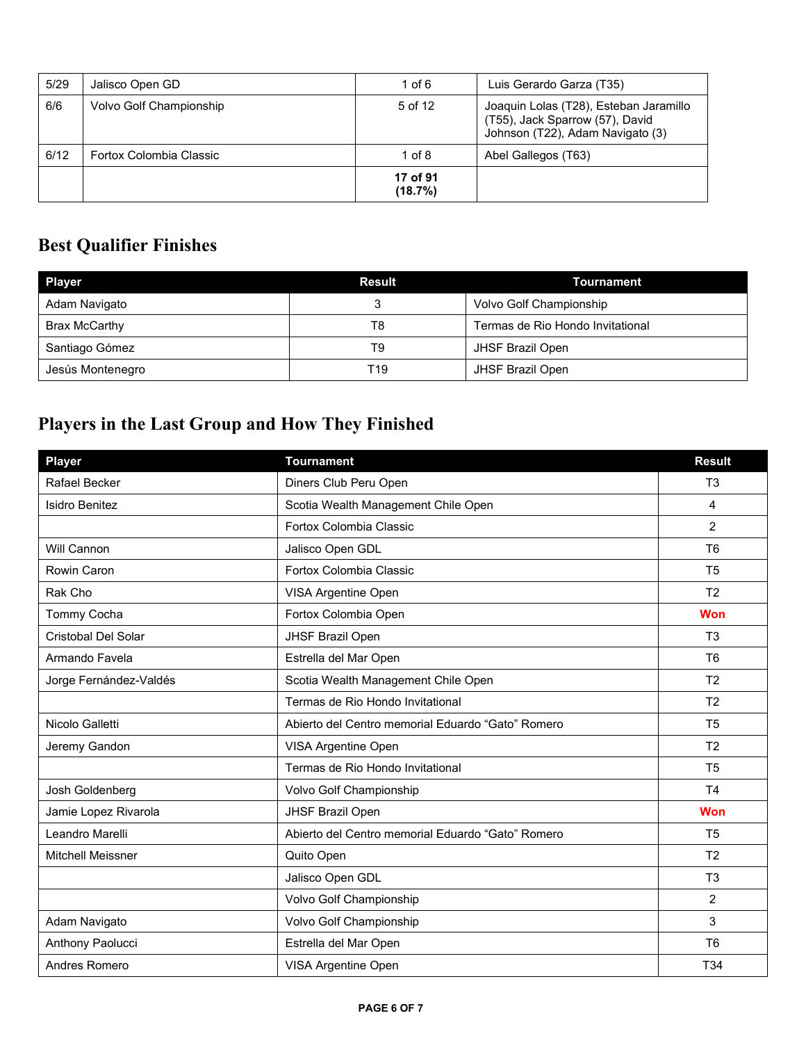| | | | |
|---|---|---|---|
| 5/29 | Jalisco Open GD | 1 of 6 | Luis Gerardo Garza (T35) |
| 6/6 | Volvo Golf Championship | 5 of 12 | Joaquin Lolas (T28), Esteban Jaramillo (T55), Jack Sparrow (57), David Johnson (T22), Adam Navigato (3) |
| 6/12 | Fortox Colombia Classic | 1 of 8 | Abel Gallegos (T63) |
| | | **17 of 91 (18.7%)** | |

## Best Qualifier Finishes

| Player | Result | Tournament |
|---|---|---|
| Adam Navigato | 3 | Volvo Golf Championship |
| Brax McCarthy | T8 | Termas de Rio Hondo Invitational |
| Santiago Gómez | T9 | JHSF Brazil Open |
| Jesús Montenegro | T19 | JHSF Brazil Open |

## Players in the Last Group and How They Finished

| Player | Tournament | Result |
|---|---|---|
| Rafael Becker | Diners Club Peru Open | T3 |
| Isidro Benitez | Scotia Wealth Management Chile Open | 4 |
| | Fortox Colombia Classic | 2 |
| Will Cannon | Jalisco Open GDL | T6 |
| Rowin Caron | Fortox Colombia Classic | T5 |
| Rak Cho | VISA Argentine Open | T2 |
| Tommy Cocha | Fortox Colombia Open | **Won** |
| Cristobal Del Solar | JHSF Brazil Open | T3 |
| Armando Favela | Estrella del Mar Open | T6 |
| Jorge Fernández-Valdés | Scotia Wealth Management Chile Open | T2 |
| | Termas de Rio Hondo Invitational | T2 |
| Nicolo Galletti | Abierto del Centro memorial Eduardo "Gato" Romero | T5 |
| Jeremy Gandon | VISA Argentine Open | T2 |
| | Termas de Rio Hondo Invitational | T5 |
| Josh Goldenberg | Volvo Golf Championship | T4 |
| Jamie Lopez Rivarola | JHSF Brazil Open | **Won** |
| Leandro Marelli | Abierto del Centro memorial Eduardo "Gato" Romero | T5 |
| Mitchell Meissner | Quito Open | T2 |
| | Jalisco Open GDL | T3 |
| | Volvo Golf Championship | 2 |
| Adam Navigato | Volvo Golf Championship | 3 |
| Anthony Paolucci | Estrella del Mar Open | T6 |
| Andres Romero | VISA Argentine Open | T34 |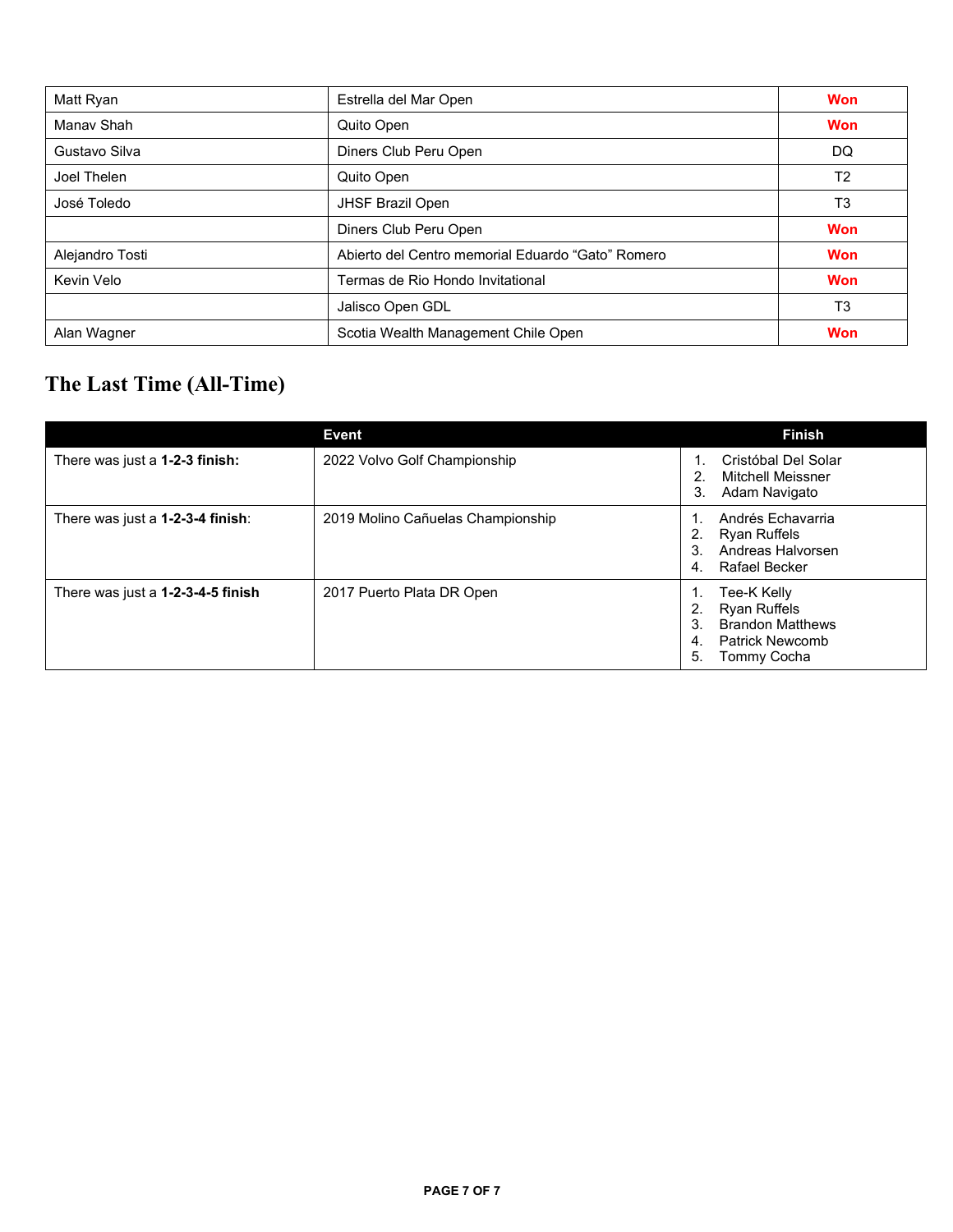| | | |
|---|---|---|
| Matt Ryan | Estrella del Mar Open | **Won** |
| Manav Shah | Quito Open | **Won** |
| Gustavo Silva | Diners Club Peru Open | DQ |
| Joel Thelen | Quito Open | T2 |
| José Toledo | JHSF Brazil Open | T3 |
| | Diners Club Peru Open | **Won** |
| Alejandro Tosti | Abierto del Centro memorial Eduardo “Gato” Romero | **Won** |
| Kevin Velo | Termas de Rio Hondo Invitational | **Won** |
| | Jalisco Open GDL | T3 |
| Alan Wagner | Scotia Wealth Management Chile Open | **Won** |

## The Last Time (All-Time)

| | Event | Finish |
|---|---|---|
| There was just a **1-2-3 finish:** | 2022 Volvo Golf Championship | 1. Cristóbal Del Solar<br>2. Mitchell Meissner<br>3. Adam Navigato |
| There was just a **1-2-3-4 finish**: | 2019 Molino Cañuelas Championship | 1. Andrés Echavarria<br>2. Ryan Ruffels<br>3. Andreas Halvorsen<br>4. Rafael Becker |
| There was just a **1-2-3-4-5 finish** | 2017 Puerto Plata DR Open | 1. Tee-K Kelly<br>2. Ryan Ruffels<br>3. Brandon Matthews<br>4. Patrick Newcomb<br>5. Tommy Cocha |